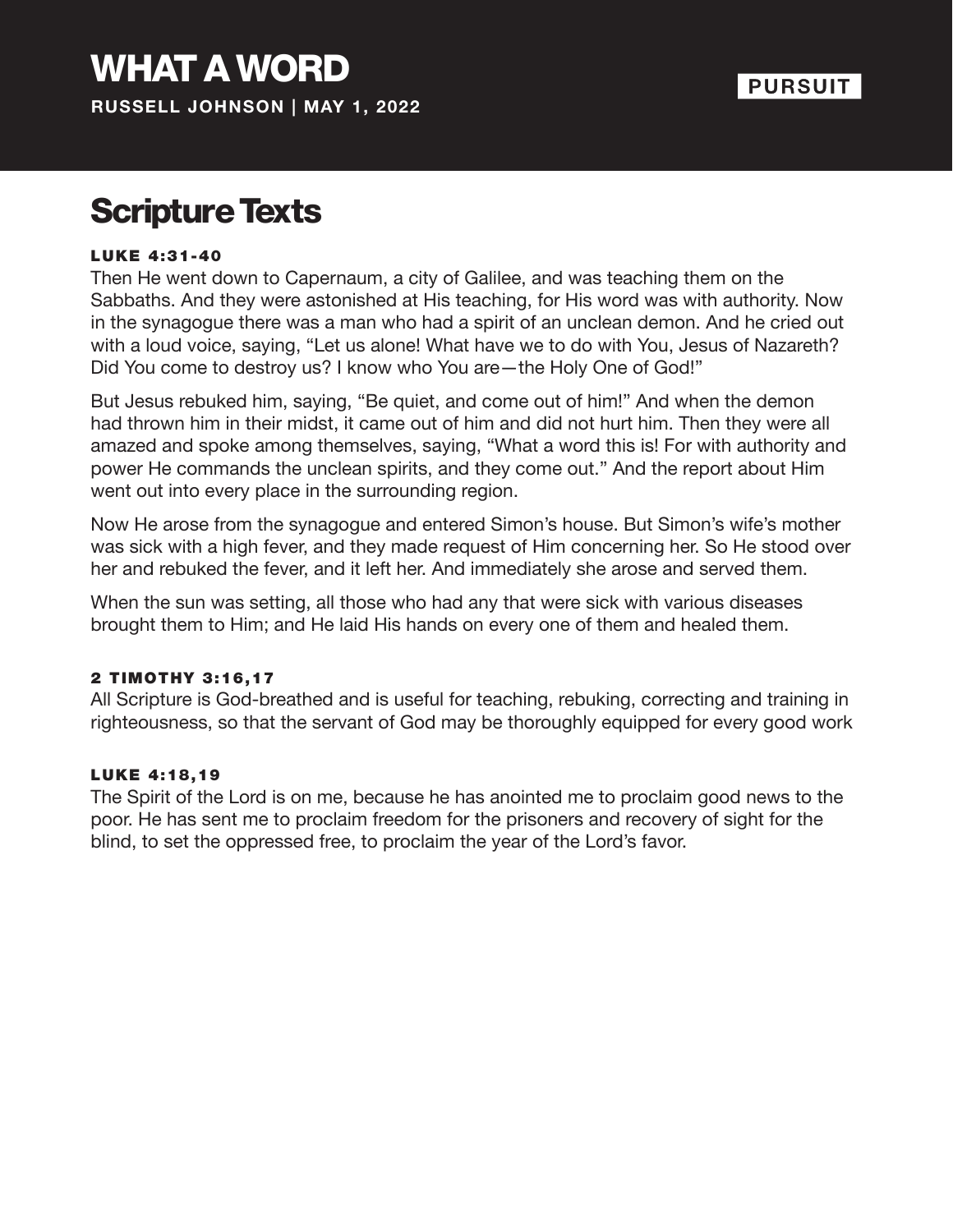# WHAT A WORD

**RUSSELL JOHNSON | MAY 1, 2022**

**PURSUIT**

## Scripture Texts

### LUKE 4:31-40

Then He went down to Capernaum, a city of Galilee, and was teaching them on the Sabbaths. And they were astonished at His teaching, for His word was with authority. Now in the synagogue there was a man who had a spirit of an unclean demon. And he cried out with a loud voice, saying, "Let us alone! What have we to do with You, Jesus of Nazareth? Did You come to destroy us? I know who You are—the Holy One of God!"

But Jesus rebuked him, saying, "Be quiet, and come out of him!" And when the demon had thrown him in their midst, it came out of him and did not hurt him. Then they were all amazed and spoke among themselves, saying, "What a word this is! For with authority and power He commands the unclean spirits, and they come out." And the report about Him went out into every place in the surrounding region.

Now He arose from the synagogue and entered Simon's house. But Simon's wife's mother was sick with a high fever, and they made request of Him concerning her. So He stood over her and rebuked the fever, and it left her. And immediately she arose and served them.

When the sun was setting, all those who had any that were sick with various diseases brought them to Him; and He laid His hands on every one of them and healed them.

### 2 TIMOTHY 3:16,17

All Scripture is God-breathed and is useful for teaching, rebuking, correcting and training in righteousness, so that the servant of God may be thoroughly equipped for every good work

### LUKE 4:18,19

The Spirit of the Lord is on me, because he has anointed me to proclaim good news to the poor. He has sent me to proclaim freedom for the prisoners and recovery of sight for the blind, to set the oppressed free, to proclaim the year of the Lord's favor.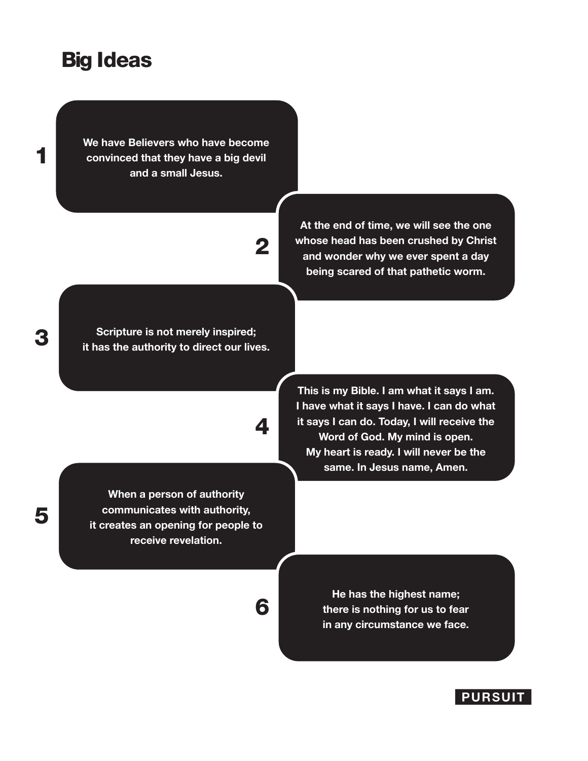# Big Ideas

1. We have Believers who have become convinced that they have a big devil and a small Jesus.

2. At the end of time, we will see the one whose head has been crushed by Christ and wonder why we ever spent a day being scared of that pathetic worm.

3. Scripture is not merely inspired; it has the authority to direct our lives.

4. This is my Bible. I am what it says I am. I have what it says I have. I can do what it says I can do. Today, I will receive the Word of God. My mind is open. My heart is ready. I will never be the same. In Jesus name, Amen.

5. When a person of authority communicates with authority, it creates an opening for people to receive revelation.

6. He has the highest name; there is nothing for us to fear in any circumstance we face.

PURSUIT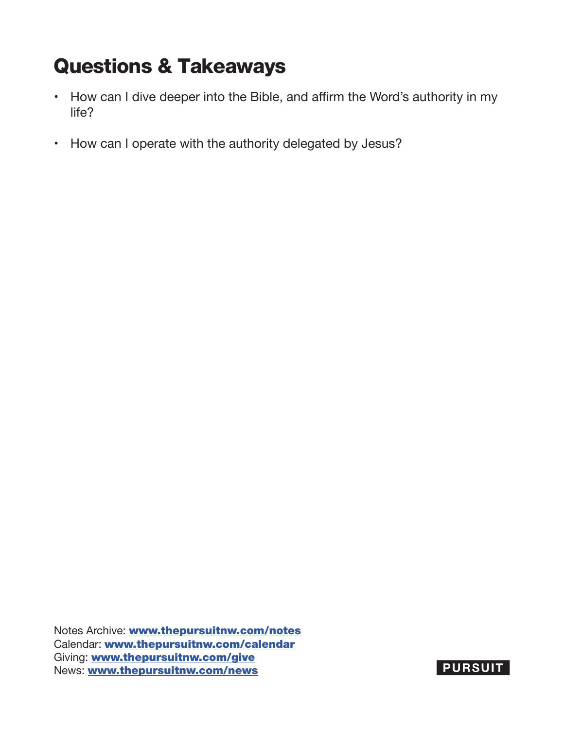# Questions & Takeaways

- How can I dive deeper into the Bible, and affirm the Word's authority in my life?
- How can I operate with the authority delegated by Jesus?

Notes Archive: **www.thepursuitnw.com/notes**
Calendar: **www.thepursuitnw.com/calendar**
Giving: **www.thepursuitnw.com/give**
News: **www.thepursuitnw.com/news**

PURSUIT